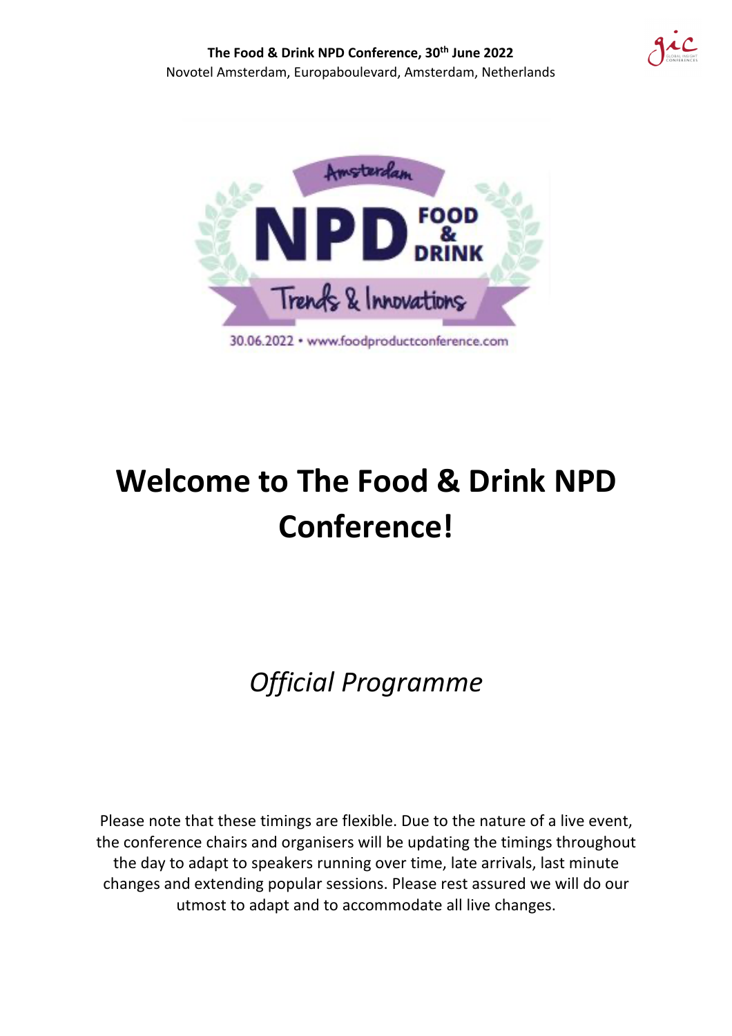**The Food & Drink NPD Conference, 30th June 2022**
Novotel Amsterdam, Europaboulevard, Amsterdam, Netherlands

Amsterdam

NPD FOOD & DRINK

Trends & Innovations

30.06.2022 • www.foodproductconference.com

# Welcome to The Food & Drink NPD Conference!

## *Official Programme*

Please note that these timings are flexible. Due to the nature of a live event, the conference chairs and organisers will be updating the timings throughout the day to adapt to speakers running over time, late arrivals, last minute changes and extending popular sessions. Please rest assured we will do our utmost to adapt and to accommodate all live changes.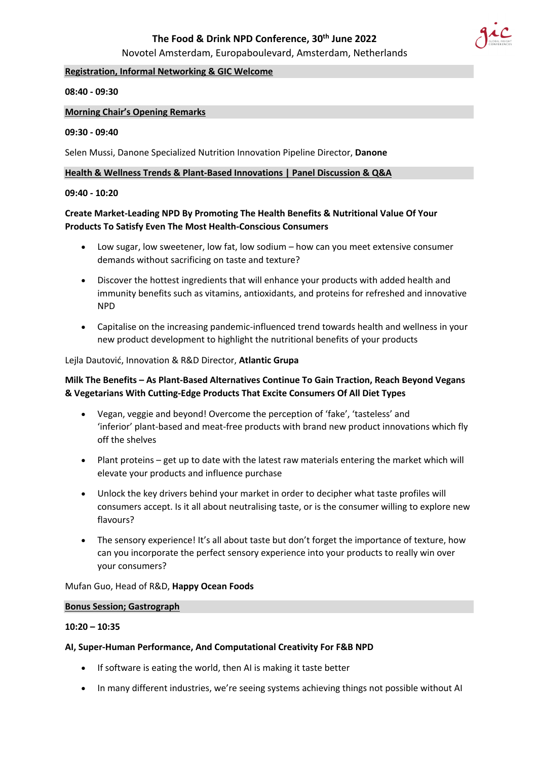# The Food & Drink NPD Conference, 30th June 2022

Novotel Amsterdam, Europaboulevard, Amsterdam, Netherlands

**Registration, Informal Networking & GIC Welcome**

**08:40 - 09:30**

**Morning Chair's Opening Remarks**

**09:30 - 09:40**

Selen Mussi, Danone Specialized Nutrition Innovation Pipeline Director, **Danone**

**Health & Wellness Trends & Plant-Based Innovations | Panel Discussion & Q&A**

**09:40 - 10:20**

**Create Market-Leading NPD By Promoting The Health Benefits & Nutritional Value Of Your Products To Satisfy Even The Most Health-Conscious Consumers**

- Low sugar, low sweetener, low fat, low sodium – how can you meet extensive consumer demands without sacrificing on taste and texture?
- Discover the hottest ingredients that will enhance your products with added health and immunity benefits such as vitamins, antioxidants, and proteins for refreshed and innovative NPD
- Capitalise on the increasing pandemic-influenced trend towards health and wellness in your new product development to highlight the nutritional benefits of your products

Lejla Dautović, Innovation & R&D Director, **Atlantic Grupa**

**Milk The Benefits – As Plant-Based Alternatives Continue To Gain Traction, Reach Beyond Vegans & Vegetarians With Cutting-Edge Products That Excite Consumers Of All Diet Types**

- Vegan, veggie and beyond! Overcome the perception of 'fake', 'tasteless' and 'inferior' plant-based and meat-free products with brand new product innovations which fly off the shelves
- Plant proteins – get up to date with the latest raw materials entering the market which will elevate your products and influence purchase
- Unlock the key drivers behind your market in order to decipher what taste profiles will consumers accept. Is it all about neutralising taste, or is the consumer willing to explore new flavours?
- The sensory experience! It's all about taste but don't forget the importance of texture, how can you incorporate the perfect sensory experience into your products to really win over your consumers?

Mufan Guo, Head of R&D, **Happy Ocean Foods**

**Bonus Session; Gastrograph**

**10:20 – 10:35**

**AI, Super-Human Performance, And Computational Creativity For F&B NPD**

- If software is eating the world, then AI is making it taste better
- In many different industries, we're seeing systems achieving things not possible without AI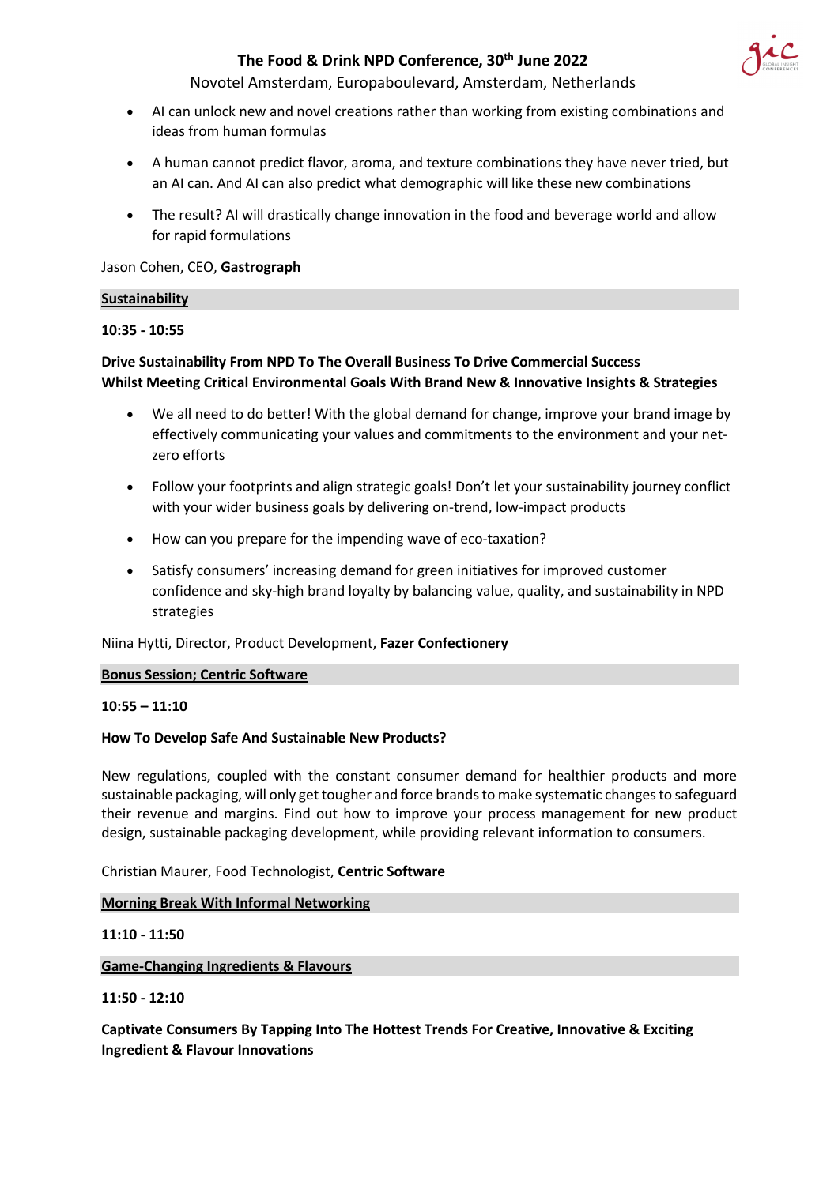- AI can unlock new and novel creations rather than working from existing combinations and ideas from human formulas
- A human cannot predict flavor, aroma, and texture combinations they have never tried, but an AI can. And AI can also predict what demographic will like these new combinations
- The result? AI will drastically change innovation in the food and beverage world and allow for rapid formulations

Jason Cohen, CEO, **Gastrograph**

## Sustainability

**10:35 - 10:55**

**Drive Sustainability From NPD To The Overall Business To Drive Commercial Success Whilst Meeting Critical Environmental Goals With Brand New & Innovative Insights & Strategies**

- We all need to do better! With the global demand for change, improve your brand image by effectively communicating your values and commitments to the environment and your net-zero efforts
- Follow your footprints and align strategic goals! Don't let your sustainability journey conflict with your wider business goals by delivering on-trend, low-impact products
- How can you prepare for the impending wave of eco-taxation?
- Satisfy consumers' increasing demand for green initiatives for improved customer confidence and sky-high brand loyalty by balancing value, quality, and sustainability in NPD strategies

Niina Hytti, Director, Product Development, **Fazer Confectionery**

## Bonus Session; Centric Software

**10:55 – 11:10**

**How To Develop Safe And Sustainable New Products?**

New regulations, coupled with the constant consumer demand for healthier products and more sustainable packaging, will only get tougher and force brands to make systematic changes to safeguard their revenue and margins. Find out how to improve your process management for new product design, sustainable packaging development, while providing relevant information to consumers.

Christian Maurer, Food Technologist, **Centric Software**

## Morning Break With Informal Networking

**11:10 - 11:50**

## Game-Changing Ingredients & Flavours

**11:50 - 12:10**

**Captivate Consumers By Tapping Into The Hottest Trends For Creative, Innovative & Exciting Ingredient & Flavour Innovations**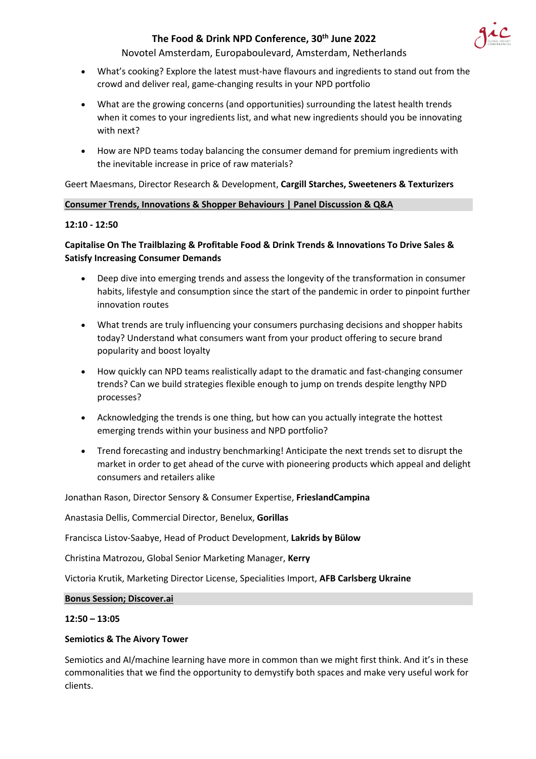- What's cooking? Explore the latest must-have flavours and ingredients to stand out from the crowd and deliver real, game-changing results in your NPD portfolio
- What are the growing concerns (and opportunities) surrounding the latest health trends when it comes to your ingredients list, and what new ingredients should you be innovating with next?
- How are NPD teams today balancing the consumer demand for premium ingredients with the inevitable increase in price of raw materials?

Geert Maesmans, Director Research & Development, **Cargill Starches, Sweeteners & Texturizers**

**Consumer Trends, Innovations & Shopper Behaviours | Panel Discussion & Q&A**

**12:10 - 12:50**

**Capitalise On The Trailblazing & Profitable Food & Drink Trends & Innovations To Drive Sales & Satisfy Increasing Consumer Demands**

- Deep dive into emerging trends and assess the longevity of the transformation in consumer habits, lifestyle and consumption since the start of the pandemic in order to pinpoint further innovation routes
- What trends are truly influencing your consumers purchasing decisions and shopper habits today? Understand what consumers want from your product offering to secure brand popularity and boost loyalty
- How quickly can NPD teams realistically adapt to the dramatic and fast-changing consumer trends? Can we build strategies flexible enough to jump on trends despite lengthy NPD processes?
- Acknowledging the trends is one thing, but how can you actually integrate the hottest emerging trends within your business and NPD portfolio?
- Trend forecasting and industry benchmarking! Anticipate the next trends set to disrupt the market in order to get ahead of the curve with pioneering products which appeal and delight consumers and retailers alike

Jonathan Rason, Director Sensory & Consumer Expertise, **FrieslandCampina**

Anastasia Dellis, Commercial Director, Benelux, **Gorillas**

Francisca Listov-Saabye, Head of Product Development, **Lakrids by Bülow**

Christina Matrozou, Global Senior Marketing Manager, **Kerry**

Victoria Krutik, Marketing Director License, Specialities Import, **AFB Carlsberg Ukraine**

**Bonus Session; Discover.ai**

**12:50 – 13:05**

**Semiotics & The Aivory Tower**

Semiotics and AI/machine learning have more in common than we might first think. And it's in these commonalities that we find the opportunity to demystify both spaces and make very useful work for clients.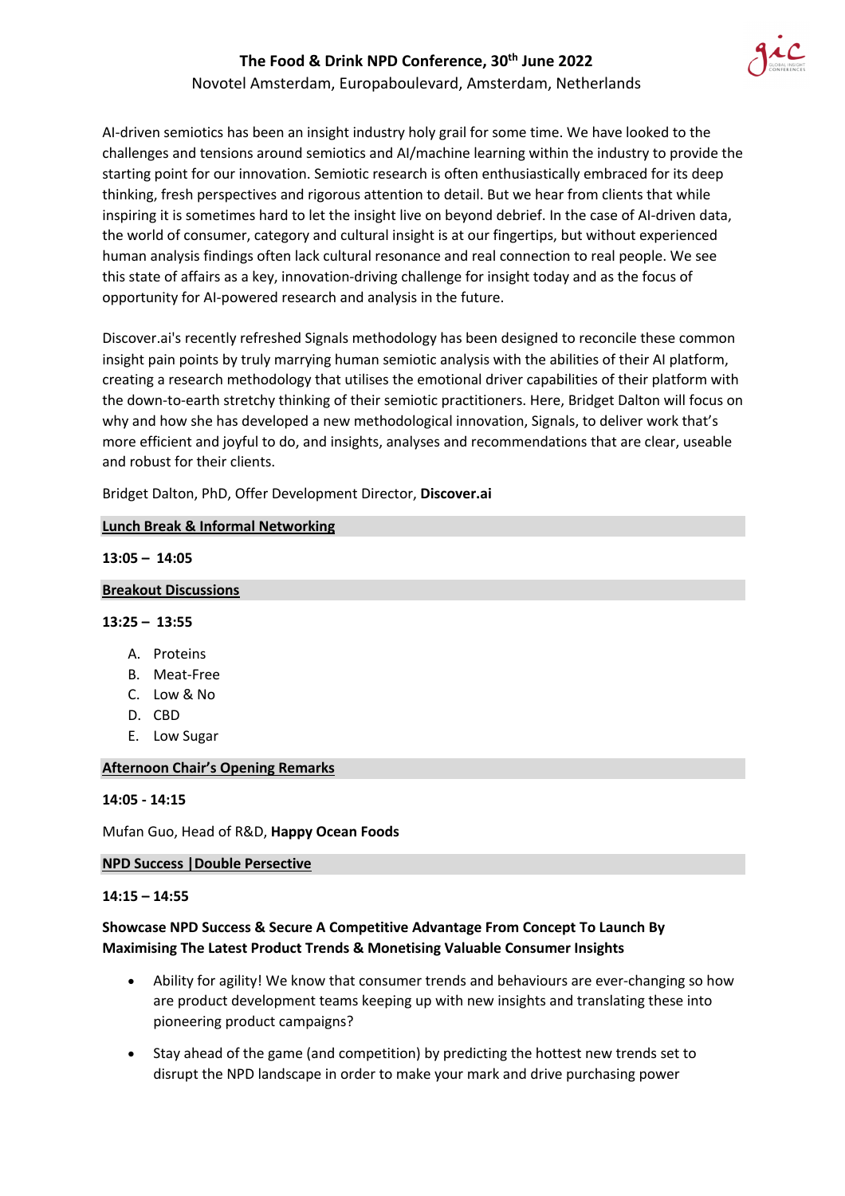AI-driven semiotics has been an insight industry holy grail for some time. We have looked to the challenges and tensions around semiotics and AI/machine learning within the industry to provide the starting point for our innovation. Semiotic research is often enthusiastically embraced for its deep thinking, fresh perspectives and rigorous attention to detail. But we hear from clients that while inspiring it is sometimes hard to let the insight live on beyond debrief. In the case of AI-driven data, the world of consumer, category and cultural insight is at our fingertips, but without experienced human analysis findings often lack cultural resonance and real connection to real people. We see this state of affairs as a key, innovation-driving challenge for insight today and as the focus of opportunity for AI-powered research and analysis in the future.

Discover.ai's recently refreshed Signals methodology has been designed to reconcile these common insight pain points by truly marrying human semiotic analysis with the abilities of their AI platform, creating a research methodology that utilises the emotional driver capabilities of their platform with the down-to-earth stretchy thinking of their semiotic practitioners. Here, Bridget Dalton will focus on why and how she has developed a new methodological innovation, Signals, to deliver work that's more efficient and joyful to do, and insights, analyses and recommendations that are clear, useable and robust for their clients.

Bridget Dalton, PhD, Offer Development Director, **Discover.ai**

**Lunch Break & Informal Networking**

**13:05 – 14:05**

**Breakout Discussions**

**13:25 – 13:55**

A. Proteins
B. Meat-Free
C. Low & No
D. CBD
E. Low Sugar

**Afternoon Chair's Opening Remarks**

**14:05 - 14:15**

Mufan Guo, Head of R&D, **Happy Ocean Foods**

**NPD Success | Double Persective**

**14:15 – 14:55**

**Showcase NPD Success & Secure A Competitive Advantage From Concept To Launch By Maximising The Latest Product Trends & Monetising Valuable Consumer Insights**

- Ability for agility! We know that consumer trends and behaviours are ever-changing so how are product development teams keeping up with new insights and translating these into pioneering product campaigns?
- Stay ahead of the game (and competition) by predicting the hottest new trends set to disrupt the NPD landscape in order to make your mark and drive purchasing power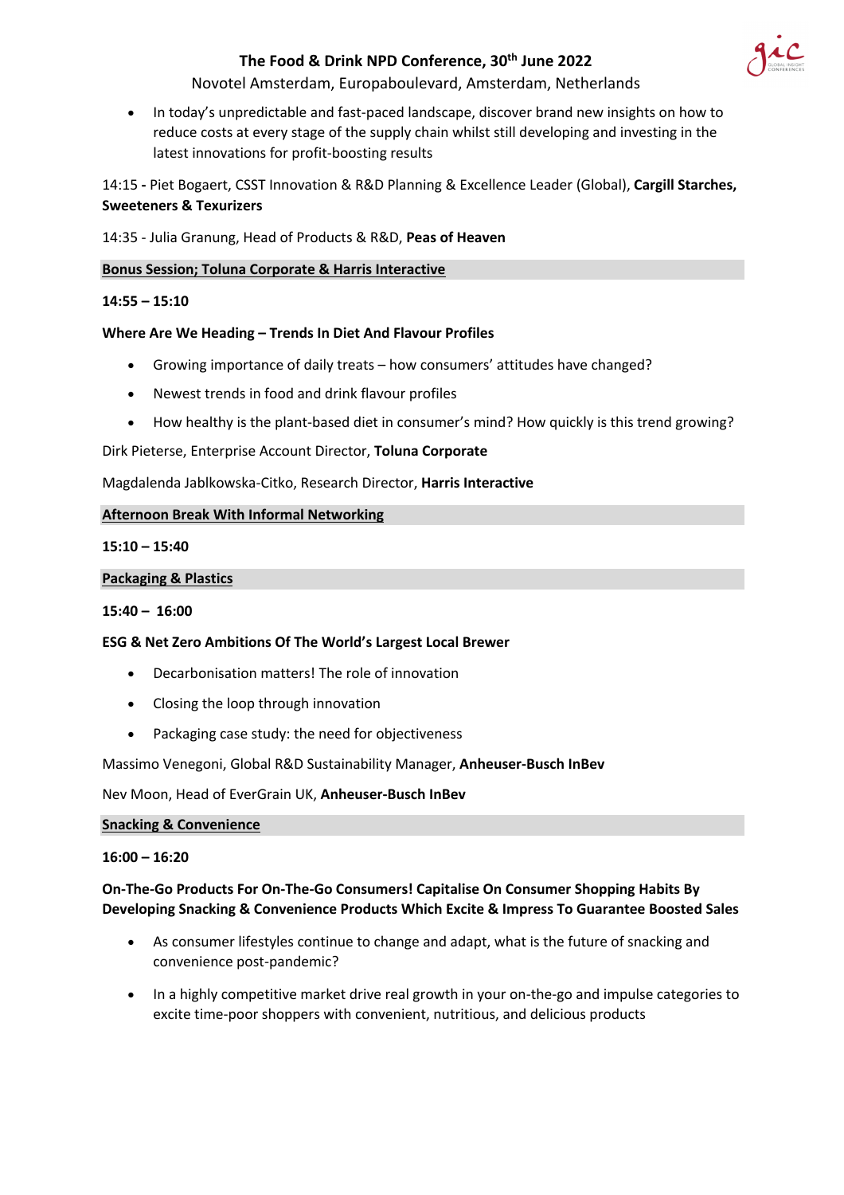- In today's unpredictable and fast-paced landscape, discover brand new insights on how to reduce costs at every stage of the supply chain whilst still developing and investing in the latest innovations for profit-boosting results

14:15 **-** Piet Bogaert, CSST Innovation & R&D Planning & Excellence Leader (Global), **Cargill Starches, Sweeteners & Texurizers**

14:35 - Julia Granung, Head of Products & R&D, **Peas of Heaven**

**Bonus Session; Toluna Corporate & Harris Interactive**

**14:55 – 15:10**

**Where Are We Heading – Trends In Diet And Flavour Profiles**

- Growing importance of daily treats – how consumers' attitudes have changed?
- Newest trends in food and drink flavour profiles
- How healthy is the plant-based diet in consumer's mind? How quickly is this trend growing?

Dirk Pieterse, Enterprise Account Director, **Toluna Corporate**

Magdalenda Jablkowska-Citko, Research Director, **Harris Interactive**

**Afternoon Break With Informal Networking**

**15:10 – 15:40**

**Packaging & Plastics**

**15:40 – 16:00**

**ESG & Net Zero Ambitions Of The World's Largest Local Brewer**

- Decarbonisation matters! The role of innovation
- Closing the loop through innovation
- Packaging case study: the need for objectiveness

Massimo Venegoni, Global R&D Sustainability Manager, **Anheuser-Busch InBev**

Nev Moon, Head of EverGrain UK, **Anheuser-Busch InBev**

**Snacking & Convenience**

**16:00 – 16:20**

**On-The-Go Products For On-The-Go Consumers! Capitalise On Consumer Shopping Habits By Developing Snacking & Convenience Products Which Excite & Impress To Guarantee Boosted Sales**

- As consumer lifestyles continue to change and adapt, what is the future of snacking and convenience post-pandemic?
- In a highly competitive market drive real growth in your on-the-go and impulse categories to excite time-poor shoppers with convenient, nutritious, and delicious products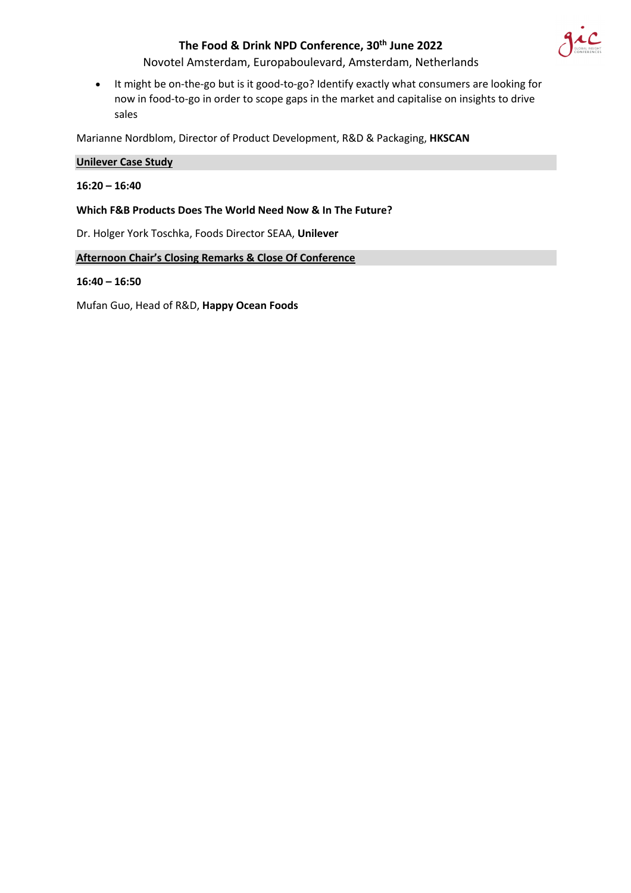- It might be on-the-go but is it good-to-go? Identify exactly what consumers are looking for now in food-to-go in order to scope gaps in the market and capitalise on insights to drive sales

Marianne Nordblom, Director of Product Development, R&D & Packaging, **HKSCAN**

## Unilever Case Study

**16:20 – 16:40**

**Which F&B Products Does The World Need Now & In The Future?**

Dr. Holger York Toschka, Foods Director SEAA, **Unilever**

## Afternoon Chair's Closing Remarks & Close Of Conference

**16:40 – 16:50**

Mufan Guo, Head of R&D, **Happy Ocean Foods**